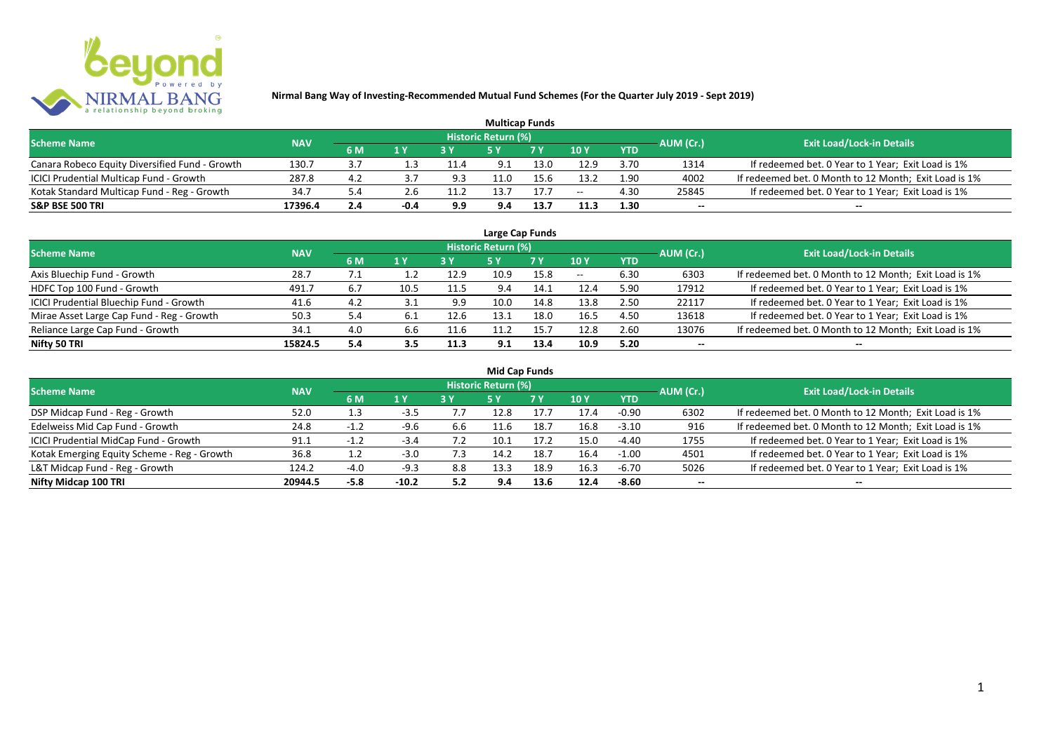# Nirmal Bang Way of Investing-Recommended Mutual Fund Schemes (For the Quarter July 2019 - Sept 2019)

## Multicap Funds

| Scheme Name | NAV | Historic Return (%) | | | | | | | AUM (Cr.) | Exit Load/Lock-in Details |
|---|---|---|---|---|---|---|---|---|---|---|
| | | 6 M | 1 Y | 3 Y | 5 Y | 7 Y | 10 Y | YTD | | |
| Canara Robeco Equity Diversified Fund - Growth | 130.7 | 3.7 | 1.3 | 11.4 | 9.1 | 13.0 | 12.9 | 3.70 | 1314 | If redeemed bet. 0 Year to 1 Year; Exit Load is 1% |
| ICICI Prudential Multicap Fund - Growth | 287.8 | 4.2 | 3.7 | 9.3 | 11.0 | 15.6 | 13.2 | 1.90 | 4002 | If redeemed bet. 0 Month to 12 Month; Exit Load is 1% |
| Kotak Standard Multicap Fund - Reg - Growth | 34.7 | 5.4 | 2.6 | 11.2 | 13.7 | 17.7 | -- | 4.30 | 25845 | If redeemed bet. 0 Year to 1 Year; Exit Load is 1% |
| **S&P BSE 500 TRI** | **17396.4** | **2.4** | **-0.4** | **9.9** | **9.4** | **13.7** | **11.3** | **1.30** | **--** | **--** |

## Large Cap Funds

| Scheme Name | NAV | Historic Return (%) | | | | | | | AUM (Cr.) | Exit Load/Lock-in Details |
|---|---|---|---|---|---|---|---|---|---|---|
| | | 6 M | 1 Y | 3 Y | 5 Y | 7 Y | 10 Y | YTD | | |
| Axis Bluechip Fund - Growth | 28.7 | 7.1 | 1.2 | 12.9 | 10.9 | 15.8 | -- | 6.30 | 6303 | If redeemed bet. 0 Month to 12 Month; Exit Load is 1% |
| HDFC Top 100 Fund - Growth | 491.7 | 6.7 | 10.5 | 11.5 | 9.4 | 14.1 | 12.4 | 5.90 | 17912 | If redeemed bet. 0 Year to 1 Year; Exit Load is 1% |
| ICICI Prudential Bluechip Fund - Growth | 41.6 | 4.2 | 3.1 | 9.9 | 10.0 | 14.8 | 13.8 | 2.50 | 22117 | If redeemed bet. 0 Year to 1 Year; Exit Load is 1% |
| Mirae Asset Large Cap Fund - Reg - Growth | 50.3 | 5.4 | 6.1 | 12.6 | 13.1 | 18.0 | 16.5 | 4.50 | 13618 | If redeemed bet. 0 Year to 1 Year; Exit Load is 1% |
| Reliance Large Cap Fund - Growth | 34.1 | 4.0 | 6.6 | 11.6 | 11.2 | 15.7 | 12.8 | 2.60 | 13076 | If redeemed bet. 0 Month to 12 Month; Exit Load is 1% |
| **Nifty 50 TRI** | **15824.5** | **5.4** | **3.5** | **11.3** | **9.1** | **13.4** | **10.9** | **5.20** | **--** | **--** |

## Mid Cap Funds

| Scheme Name | NAV | Historic Return (%) | | | | | | | AUM (Cr.) | Exit Load/Lock-in Details |
|---|---|---|---|---|---|---|---|---|---|---|
| | | 6 M | 1 Y | 3 Y | 5 Y | 7 Y | 10 Y | YTD | | |
| DSP Midcap Fund - Reg - Growth | 52.0 | 1.3 | -3.5 | 7.7 | 12.8 | 17.7 | 17.4 | -0.90 | 6302 | If redeemed bet. 0 Month to 12 Month; Exit Load is 1% |
| Edelweiss Mid Cap Fund - Growth | 24.8 | -1.2 | -9.6 | 6.6 | 11.6 | 18.7 | 16.8 | -3.10 | 916 | If redeemed bet. 0 Month to 12 Month; Exit Load is 1% |
| ICICI Prudential MidCap Fund - Growth | 91.1 | -1.2 | -3.4 | 7.2 | 10.1 | 17.2 | 15.0 | -4.40 | 1755 | If redeemed bet. 0 Year to 1 Year; Exit Load is 1% |
| Kotak Emerging Equity Scheme - Reg - Growth | 36.8 | 1.2 | -3.0 | 7.3 | 14.2 | 18.7 | 16.4 | -1.00 | 4501 | If redeemed bet. 0 Year to 1 Year; Exit Load is 1% |
| L&T Midcap Fund - Reg - Growth | 124.2 | -4.0 | -9.3 | 8.8 | 13.3 | 18.9 | 16.3 | -6.70 | 5026 | If redeemed bet. 0 Year to 1 Year; Exit Load is 1% |
| **Nifty Midcap 100 TRI** | **20944.5** | **-5.8** | **-10.2** | **5.2** | **9.4** | **13.6** | **12.4** | **-8.60** | **--** | **--** |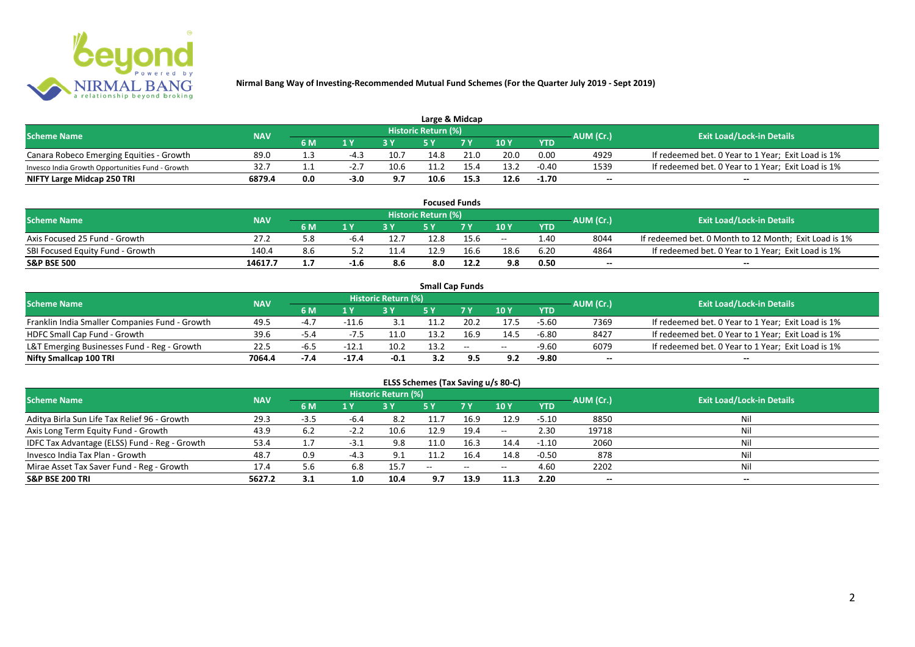# Nirmal Bang Way of Investing-Recommended Mutual Fund Schemes (For the Quarter July 2019 - Sept 2019)

## Large & Midcap

| Scheme Name | NAV | Historic Return (%) | | | | | | | AUM (Cr.) | Exit Load/Lock-in Details |
|---|---|---|---|---|---|---|---|---|---|---|
| | | 6 M | 1 Y | 3 Y | 5 Y | 7 Y | 10 Y | YTD | | |
| Canara Robeco Emerging Equities - Growth | 89.0 | 1.3 | -4.3 | 10.7 | 14.8 | 21.0 | 20.0 | 0.00 | 4929 | If redeemed bet. 0 Year to 1 Year; Exit Load is 1% |
| Invesco India Growth Opportunities Fund - Growth | 32.7 | 1.1 | -2.7 | 10.6 | 11.2 | 15.4 | 13.2 | -0.40 | 1539 | If redeemed bet. 0 Year to 1 Year; Exit Load is 1% |
| **NIFTY Large Midcap 250 TRI** | **6879.4** | **0.0** | **-3.0** | **9.7** | **10.6** | **15.3** | **12.6** | **-1.70** | **--** | **--** |

## Focused Funds

| Scheme Name | NAV | Historic Return (%) | | | | | | | AUM (Cr.) | Exit Load/Lock-in Details |
|---|---|---|---|---|---|---|---|---|---|---|
| | | 6 M | 1 Y | 3 Y | 5 Y | 7 Y | 10 Y | YTD | | |
| Axis Focused 25 Fund - Growth | 27.2 | 5.8 | -6.4 | 12.7 | 12.8 | 15.6 | -- | 1.40 | 8044 | If redeemed bet. 0 Month to 12 Month; Exit Load is 1% |
| SBI Focused Equity Fund - Growth | 140.4 | 8.6 | 5.2 | 11.4 | 12.9 | 16.6 | 18.6 | 6.20 | 4864 | If redeemed bet. 0 Year to 1 Year; Exit Load is 1% |
| **S&P BSE 500** | **14617.7** | **1.7** | **-1.6** | **8.6** | **8.0** | **12.2** | **9.8** | **0.50** | **--** | **--** |

## Small Cap Funds

| Scheme Name | NAV | Historic Return (%) | | | | | | | AUM (Cr.) | Exit Load/Lock-in Details |
|---|---|---|---|---|---|---|---|---|---|---|
| | | 6 M | 1 Y | 3 Y | 5 Y | 7 Y | 10 Y | YTD | | |
| Franklin India Smaller Companies Fund - Growth | 49.5 | -4.7 | -11.6 | 3.1 | 11.2 | 20.2 | 17.5 | -5.60 | 7369 | If redeemed bet. 0 Year to 1 Year; Exit Load is 1% |
| HDFC Small Cap Fund - Growth | 39.6 | -5.4 | -7.5 | 11.0 | 13.2 | 16.9 | 14.5 | -6.80 | 8427 | If redeemed bet. 0 Year to 1 Year; Exit Load is 1% |
| L&T Emerging Businesses Fund - Reg - Growth | 22.5 | -6.5 | -12.1 | 10.2 | 13.2 | -- | -- | -9.60 | 6079 | If redeemed bet. 0 Year to 1 Year; Exit Load is 1% |
| **Nifty Smallcap 100 TRI** | **7064.4** | **-7.4** | **-17.4** | **-0.1** | **3.2** | **9.5** | **9.2** | **-9.80** | **--** | **--** |

## ELSS Schemes (Tax Saving u/s 80-C)

| Scheme Name | NAV | Historic Return (%) | | | | | | | AUM (Cr.) | Exit Load/Lock-in Details |
|---|---|---|---|---|---|---|---|---|---|---|
| | | 6 M | 1 Y | 3 Y | 5 Y | 7 Y | 10 Y | YTD | | |
| Aditya Birla Sun Life Tax Relief 96 - Growth | 29.3 | -3.5 | -6.4 | 8.2 | 11.7 | 16.9 | 12.9 | -5.10 | 8850 | Nil |
| Axis Long Term Equity Fund - Growth | 43.9 | 6.2 | -2.2 | 10.6 | 12.9 | 19.4 | -- | 2.30 | 19718 | Nil |
| IDFC Tax Advantage (ELSS) Fund - Reg - Growth | 53.4 | 1.7 | -3.1 | 9.8 | 11.0 | 16.3 | 14.4 | -1.10 | 2060 | Nil |
| Invesco India Tax Plan - Growth | 48.7 | 0.9 | -4.3 | 9.1 | 11.2 | 16.4 | 14.8 | -0.50 | 878 | Nil |
| Mirae Asset Tax Saver Fund - Reg - Growth | 17.4 | 5.6 | 6.8 | 15.7 | -- | -- | -- | 4.60 | 2202 | Nil |
| **S&P BSE 200 TRI** | **5627.2** | **3.1** | **1.0** | **10.4** | **9.7** | **13.9** | **11.3** | **2.20** | **--** | **--** |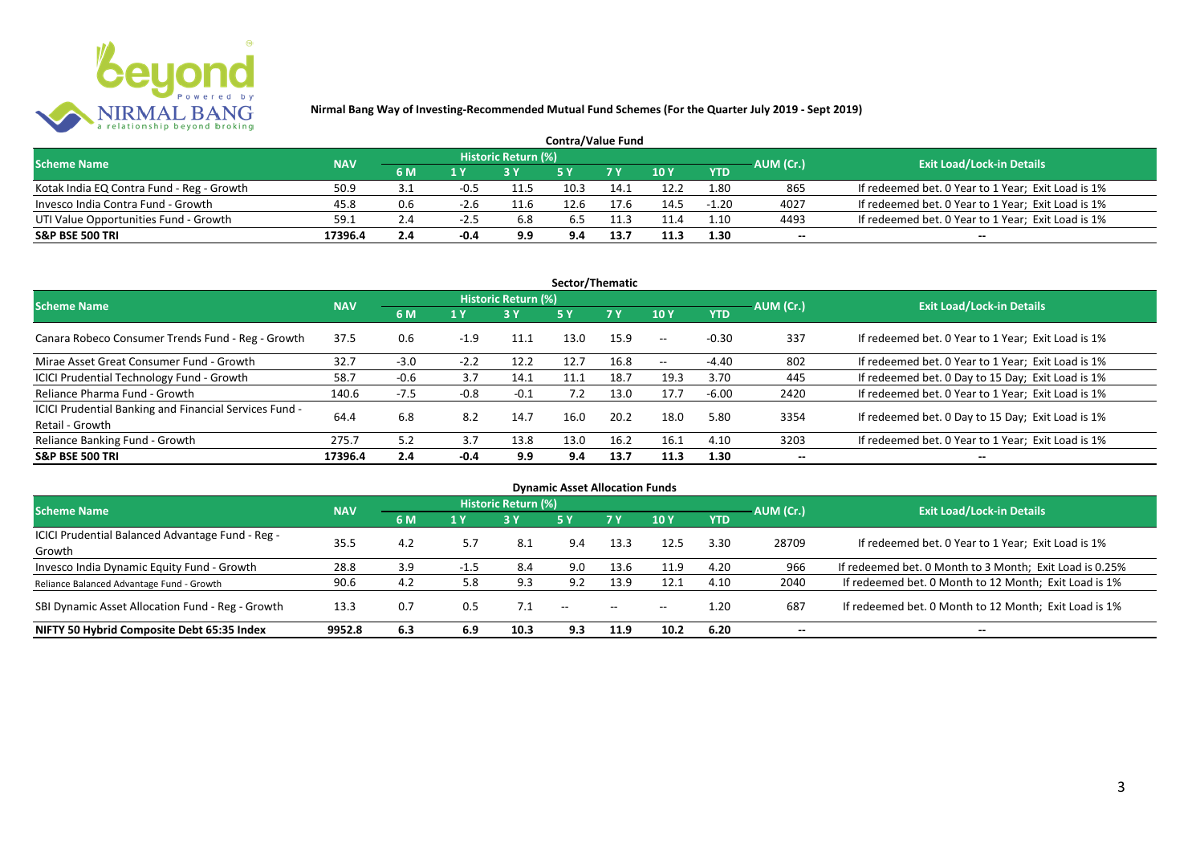**Nirmal Bang Way of Investing-Recommended Mutual Fund Schemes (For the Quarter July 2019 - Sept 2019)**

## Contra/Value Fund

| Scheme Name | NAV | Historic Return (%) | | | | | | | AUM (Cr.) | Exit Load/Lock-in Details |
|---|---|---|---|---|---|---|---|---|---|---|
| | | 6 M | 1 Y | 3 Y | 5 Y | 7 Y | 10 Y | YTD | | |
| Kotak India EQ Contra Fund - Reg - Growth | 50.9 | 3.1 | -0.5 | 11.5 | 10.3 | 14.1 | 12.2 | 1.80 | 865 | If redeemed bet. 0 Year to 1 Year; Exit Load is 1% |
| Invesco India Contra Fund - Growth | 45.8 | 0.6 | -2.6 | 11.6 | 12.6 | 17.6 | 14.5 | -1.20 | 4027 | If redeemed bet. 0 Year to 1 Year; Exit Load is 1% |
| UTI Value Opportunities Fund - Growth | 59.1 | 2.4 | -2.5 | 6.8 | 6.5 | 11.3 | 11.4 | 1.10 | 4493 | If redeemed bet. 0 Year to 1 Year; Exit Load is 1% |
| **S&P BSE 500 TRI** | **17396.4** | **2.4** | **-0.4** | **9.9** | **9.4** | **13.7** | **11.3** | **1.30** | **--** | **--** |

## Sector/Thematic

| Scheme Name | NAV | Historic Return (%) | | | | | | | AUM (Cr.) | Exit Load/Lock-in Details |
|---|---|---|---|---|---|---|---|---|---|---|
| | | 6 M | 1 Y | 3 Y | 5 Y | 7 Y | 10 Y | YTD | | |
| Canara Robeco Consumer Trends Fund - Reg - Growth | 37.5 | 0.6 | -1.9 | 11.1 | 13.0 | 15.9 | -- | -0.30 | 337 | If redeemed bet. 0 Year to 1 Year; Exit Load is 1% |
| Mirae Asset Great Consumer Fund - Growth | 32.7 | -3.0 | -2.2 | 12.2 | 12.7 | 16.8 | -- | -4.40 | 802 | If redeemed bet. 0 Year to 1 Year; Exit Load is 1% |
| ICICI Prudential Technology Fund - Growth | 58.7 | -0.6 | 3.7 | 14.1 | 11.1 | 18.7 | 19.3 | 3.70 | 445 | If redeemed bet. 0 Day to 15 Day; Exit Load is 1% |
| Reliance Pharma Fund - Growth | 140.6 | -7.5 | -0.8 | -0.1 | 7.2 | 13.0 | 17.7 | -6.00 | 2420 | If redeemed bet. 0 Year to 1 Year; Exit Load is 1% |
| ICICI Prudential Banking and Financial Services Fund - Retail - Growth | 64.4 | 6.8 | 8.2 | 14.7 | 16.0 | 20.2 | 18.0 | 5.80 | 3354 | If redeemed bet. 0 Day to 15 Day; Exit Load is 1% |
| Reliance Banking Fund - Growth | 275.7 | 5.2 | 3.7 | 13.8 | 13.0 | 16.2 | 16.1 | 4.10 | 3203 | If redeemed bet. 0 Year to 1 Year; Exit Load is 1% |
| **S&P BSE 500 TRI** | **17396.4** | **2.4** | **-0.4** | **9.9** | **9.4** | **13.7** | **11.3** | **1.30** | **--** | **--** |

## Dynamic Asset Allocation Funds

| Scheme Name | NAV | Historic Return (%) | | | | | | | AUM (Cr.) | Exit Load/Lock-in Details |
|---|---|---|---|---|---|---|---|---|---|---|
| | | 6 M | 1 Y | 3 Y | 5 Y | 7 Y | 10 Y | YTD | | |
| ICICI Prudential Balanced Advantage Fund - Reg - Growth | 35.5 | 4.2 | 5.7 | 8.1 | 9.4 | 13.3 | 12.5 | 3.30 | 28709 | If redeemed bet. 0 Year to 1 Year; Exit Load is 1% |
| Invesco India Dynamic Equity Fund - Growth | 28.8 | 3.9 | -1.5 | 8.4 | 9.0 | 13.6 | 11.9 | 4.20 | 966 | If redeemed bet. 0 Month to 3 Month; Exit Load is 0.25% |
| Reliance Balanced Advantage Fund - Growth | 90.6 | 4.2 | 5.8 | 9.3 | 9.2 | 13.9 | 12.1 | 4.10 | 2040 | If redeemed bet. 0 Month to 12 Month; Exit Load is 1% |
| SBI Dynamic Asset Allocation Fund - Reg - Growth | 13.3 | 0.7 | 0.5 | 7.1 | -- | -- | -- | 1.20 | 687 | If redeemed bet. 0 Month to 12 Month; Exit Load is 1% |
| **NIFTY 50 Hybrid Composite Debt 65:35 Index** | **9952.8** | **6.3** | **6.9** | **10.3** | **9.3** | **11.9** | **10.2** | **6.20** | **--** | **--** |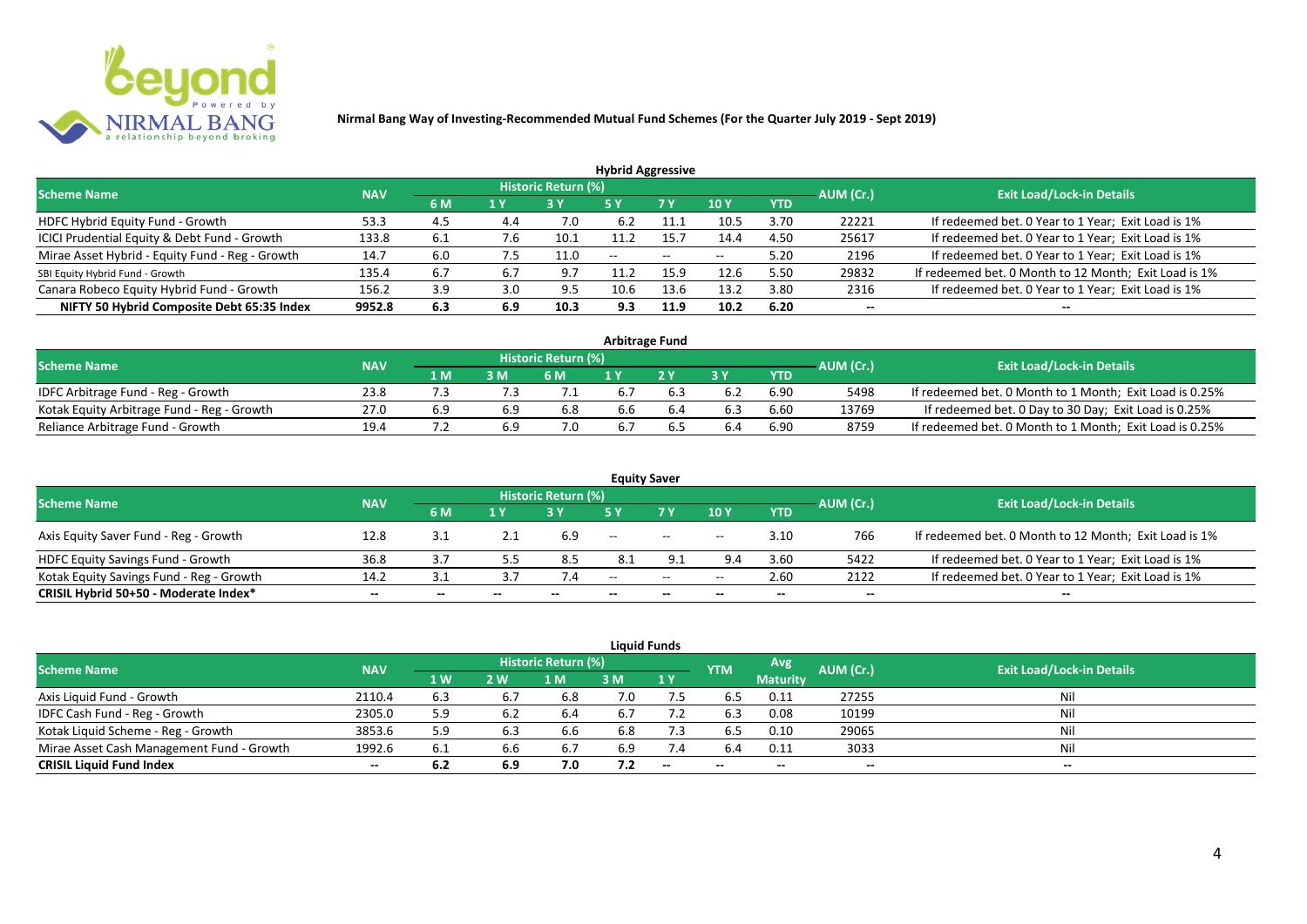**Nirmal Bang Way of Investing-Recommended Mutual Fund Schemes (For the Quarter July 2019 - Sept 2019)**

### Hybrid Aggressive

| Scheme Name | NAV | Historic Return (%) | | | | | | | AUM (Cr.) | Exit Load/Lock-in Details |
|---|---|---|---|---|---|---|---|---|---|---|
| | | 6 M | 1 Y | 3 Y | 5 Y | 7 Y | 10 Y | YTD | | |
| HDFC Hybrid Equity Fund - Growth | 53.3 | 4.5 | 4.4 | 7.0 | 6.2 | 11.1 | 10.5 | 3.70 | 22221 | If redeemed bet. 0 Year to 1 Year; Exit Load is 1% |
| ICICI Prudential Equity & Debt Fund - Growth | 133.8 | 6.1 | 7.6 | 10.1 | 11.2 | 15.7 | 14.4 | 4.50 | 25617 | If redeemed bet. 0 Year to 1 Year; Exit Load is 1% |
| Mirae Asset Hybrid - Equity Fund - Reg - Growth | 14.7 | 6.0 | 7.5 | 11.0 | -- | -- | -- | 5.20 | 2196 | If redeemed bet. 0 Year to 1 Year; Exit Load is 1% |
| SBI Equity Hybrid Fund - Growth | 135.4 | 6.7 | 6.7 | 9.7 | 11.2 | 15.9 | 12.6 | 5.50 | 29832 | If redeemed bet. 0 Month to 12 Month; Exit Load is 1% |
| Canara Robeco Equity Hybrid Fund - Growth | 156.2 | 3.9 | 3.0 | 9.5 | 10.6 | 13.6 | 13.2 | 3.80 | 2316 | If redeemed bet. 0 Year to 1 Year; Exit Load is 1% |
| **NIFTY 50 Hybrid Composite Debt 65:35 Index** | **9952.8** | **6.3** | **6.9** | **10.3** | **9.3** | **11.9** | **10.2** | **6.20** | **--** | **--** |

### Arbitrage Fund

| Scheme Name | NAV | Historic Return (%) | | | | | | | AUM (Cr.) | Exit Load/Lock-in Details |
|---|---|---|---|---|---|---|---|---|---|---|
| | | 1 M | 3 M | 6 M | 1 Y | 2 Y | 3 Y | YTD | | |
| IDFC Arbitrage Fund - Reg - Growth | 23.8 | 7.3 | 7.3 | 7.1 | 6.7 | 6.3 | 6.2 | 6.90 | 5498 | If redeemed bet. 0 Month to 1 Month; Exit Load is 0.25% |
| Kotak Equity Arbitrage Fund - Reg - Growth | 27.0 | 6.9 | 6.9 | 6.8 | 6.6 | 6.4 | 6.3 | 6.60 | 13769 | If redeemed bet. 0 Day to 30 Day; Exit Load is 0.25% |
| Reliance Arbitrage Fund - Growth | 19.4 | 7.2 | 6.9 | 7.0 | 6.7 | 6.5 | 6.4 | 6.90 | 8759 | If redeemed bet. 0 Month to 1 Month; Exit Load is 0.25% |

### Equity Saver

| Scheme Name | NAV | Historic Return (%) | | | | | | | AUM (Cr.) | Exit Load/Lock-in Details |
|---|---|---|---|---|---|---|---|---|---|---|
| | | 6 M | 1 Y | 3 Y | 5 Y | 7 Y | 10 Y | YTD | | |
| Axis Equity Saver Fund - Reg - Growth | 12.8 | 3.1 | 2.1 | 6.9 | -- | -- | -- | 3.10 | 766 | If redeemed bet. 0 Month to 12 Month; Exit Load is 1% |
| HDFC Equity Savings Fund - Growth | 36.8 | 3.7 | 5.5 | 8.5 | 8.1 | 9.1 | 9.4 | 3.60 | 5422 | If redeemed bet. 0 Year to 1 Year; Exit Load is 1% |
| Kotak Equity Savings Fund - Reg - Growth | 14.2 | 3.1 | 3.7 | 7.4 | -- | -- | -- | 2.60 | 2122 | If redeemed bet. 0 Year to 1 Year; Exit Load is 1% |
| **CRISIL Hybrid 50+50 - Moderate Index*** | **--** | **--** | **--** | **--** | **--** | **--** | **--** | **--** | **--** | **--** |

### Liquid Funds

| Scheme Name | NAV | Historic Return (%) | | | | | YTM | Avg Maturity | AUM (Cr.) | Exit Load/Lock-in Details |
|---|---|---|---|---|---|---|---|---|---|---|
| | | 1 W | 2 W | 1 M | 3 M | 1 Y | | | | |
| Axis Liquid Fund - Growth | 2110.4 | 6.3 | 6.7 | 6.8 | 7.0 | 7.5 | 6.5 | 0.11 | 27255 | Nil |
| IDFC Cash Fund - Reg - Growth | 2305.0 | 5.9 | 6.2 | 6.4 | 6.7 | 7.2 | 6.3 | 0.08 | 10199 | Nil |
| Kotak Liquid Scheme - Reg - Growth | 3853.6 | 5.9 | 6.3 | 6.6 | 6.8 | 7.3 | 6.5 | 0.10 | 29065 | Nil |
| Mirae Asset Cash Management Fund - Growth | 1992.6 | 6.1 | 6.6 | 6.7 | 6.9 | 7.4 | 6.4 | 0.11 | 3033 | Nil |
| **CRISIL Liquid Fund Index** | **--** | **6.2** | **6.9** | **7.0** | **7.2** | **--** | **--** | **--** | **--** | **--** |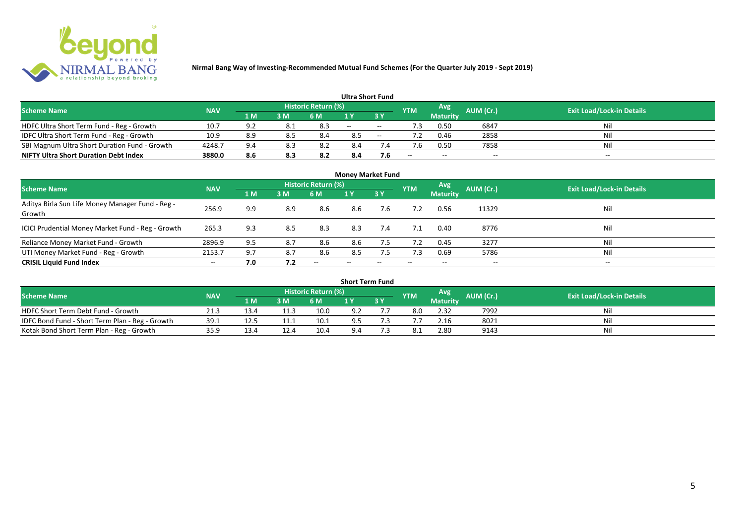**Nirmal Bang Way of Investing-Recommended Mutual Fund Schemes (For the Quarter July 2019 - Sept 2019)**

## Ultra Short Fund

| Scheme Name | NAV | Historic Return (%) | | | | | YTM | Avg Maturity | AUM (Cr.) | Exit Load/Lock-in Details |
|---|---|---|---|---|---|---|---|---|---|---|
| | | 1 M | 3 M | 6 M | 1 Y | 3 Y | | | | |
| HDFC Ultra Short Term Fund - Reg - Growth | 10.7 | 9.2 | 8.1 | 8.3 | -- | -- | 7.3 | 0.50 | 6847 | Nil |
| IDFC Ultra Short Term Fund - Reg - Growth | 10.9 | 8.9 | 8.5 | 8.4 | 8.5 | -- | 7.2 | 0.46 | 2858 | Nil |
| SBI Magnum Ultra Short Duration Fund - Growth | 4248.7 | 9.4 | 8.3 | 8.2 | 8.4 | 7.4 | 7.6 | 0.50 | 7858 | Nil |
| **NIFTY Ultra Short Duration Debt Index** | **3880.0** | **8.6** | **8.3** | **8.2** | **8.4** | **7.6** | -- | -- | -- | -- |

## Money Market Fund

| Scheme Name | NAV | Historic Return (%) | | | | | YTM | Avg Maturity | AUM (Cr.) | Exit Load/Lock-in Details |
|---|---|---|---|---|---|---|---|---|---|---|
| | | 1 M | 3 M | 6 M | 1 Y | 3 Y | | | | |
| Aditya Birla Sun Life Money Manager Fund - Reg - Growth | 256.9 | 9.9 | 8.9 | 8.6 | 8.6 | 7.6 | 7.2 | 0.56 | 11329 | Nil |
| ICICI Prudential Money Market Fund - Reg - Growth | 265.3 | 9.3 | 8.5 | 8.3 | 8.3 | 7.4 | 7.1 | 0.40 | 8776 | Nil |
| Reliance Money Market Fund - Growth | 2896.9 | 9.5 | 8.7 | 8.6 | 8.6 | 7.5 | 7.2 | 0.45 | 3277 | Nil |
| UTI Money Market Fund - Reg - Growth | 2153.7 | 9.7 | 8.7 | 8.6 | 8.5 | 7.5 | 7.3 | 0.69 | 5786 | Nil |
| **CRISIL Liquid Fund Index** | -- | **7.0** | **7.2** | -- | -- | -- | -- | -- | -- | -- |

## Short Term Fund

| Scheme Name | NAV | Historic Return (%) | | | | | YTM | Avg Maturity | AUM (Cr.) | Exit Load/Lock-in Details |
|---|---|---|---|---|---|---|---|---|---|---|
| | | 1 M | 3 M | 6 M | 1 Y | 3 Y | | | | |
| HDFC Short Term Debt Fund - Growth | 21.3 | 13.4 | 11.3 | 10.0 | 9.2 | 7.7 | 8.0 | 2.32 | 7992 | Nil |
| IDFC Bond Fund - Short Term Plan - Reg - Growth | 39.1 | 12.5 | 11.1 | 10.1 | 9.5 | 7.3 | 7.7 | 2.16 | 8021 | Nil |
| Kotak Bond Short Term Plan - Reg - Growth | 35.9 | 13.4 | 12.4 | 10.4 | 9.4 | 7.3 | 8.1 | 2.80 | 9143 | Nil |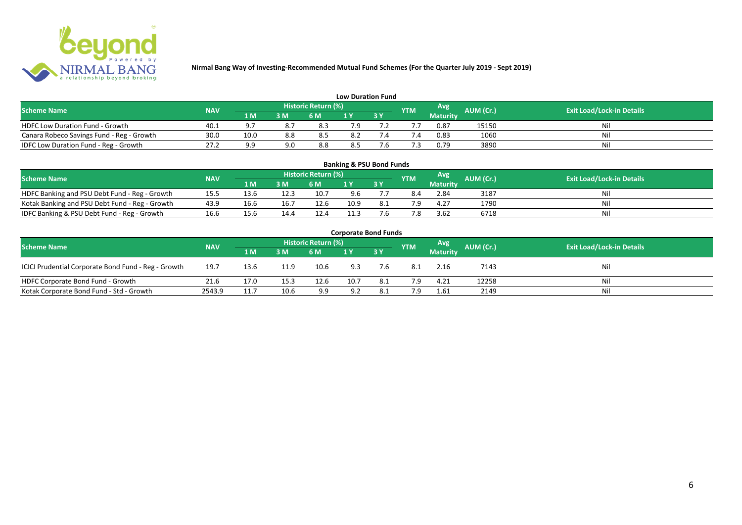## Nirmal Bang Way of Investing-Recommended Mutual Fund Schemes (For the Quarter July 2019 - Sept 2019)

### Low Duration Fund

| Scheme Name | NAV | Historic Return (%) | | | | | YTM | Avg Maturity | AUM (Cr.) | Exit Load/Lock-in Details |
|---|---|---|---|---|---|---|---|---|---|---|
| | | 1 M | 3 M | 6 M | 1 Y | 3 Y | | | | |
| HDFC Low Duration Fund - Growth | 40.1 | 9.7 | 8.7 | 8.3 | 7.9 | 7.2 | 7.7 | 0.87 | 15150 | Nil |
| Canara Robeco Savings Fund - Reg - Growth | 30.0 | 10.0 | 8.8 | 8.5 | 8.2 | 7.4 | 7.4 | 0.83 | 1060 | Nil |
| IDFC Low Duration Fund - Reg - Growth | 27.2 | 9.9 | 9.0 | 8.8 | 8.5 | 7.6 | 7.3 | 0.79 | 3890 | Nil |

### Banking & PSU Bond Funds

| Scheme Name | NAV | Historic Return (%) | | | | | YTM | Avg Maturity | AUM (Cr.) | Exit Load/Lock-in Details |
|---|---|---|---|---|---|---|---|---|---|---|
| | | 1 M | 3 M | 6 M | 1 Y | 3 Y | | | | |
| HDFC Banking and PSU Debt Fund - Reg - Growth | 15.5 | 13.6 | 12.3 | 10.7 | 9.6 | 7.7 | 8.4 | 2.84 | 3187 | Nil |
| Kotak Banking and PSU Debt Fund - Reg - Growth | 43.9 | 16.6 | 16.7 | 12.6 | 10.9 | 8.1 | 7.9 | 4.27 | 1790 | Nil |
| IDFC Banking & PSU Debt Fund - Reg - Growth | 16.6 | 15.6 | 14.4 | 12.4 | 11.3 | 7.6 | 7.8 | 3.62 | 6718 | Nil |

### Corporate Bond Funds

| Scheme Name | NAV | Historic Return (%) | | | | | YTM | Avg Maturity | AUM (Cr.) | Exit Load/Lock-in Details |
|---|---|---|---|---|---|---|---|---|---|---|
| | | 1 M | 3 M | 6 M | 1 Y | 3 Y | | | | |
| ICICI Prudential Corporate Bond Fund - Reg - Growth | 19.7 | 13.6 | 11.9 | 10.6 | 9.3 | 7.6 | 8.1 | 2.16 | 7143 | Nil |
| HDFC Corporate Bond Fund - Growth | 21.6 | 17.0 | 15.3 | 12.6 | 10.7 | 8.1 | 7.9 | 4.21 | 12258 | Nil |
| Kotak Corporate Bond Fund - Std - Growth | 2543.9 | 11.7 | 10.6 | 9.9 | 9.2 | 8.1 | 7.9 | 1.61 | 2149 | Nil |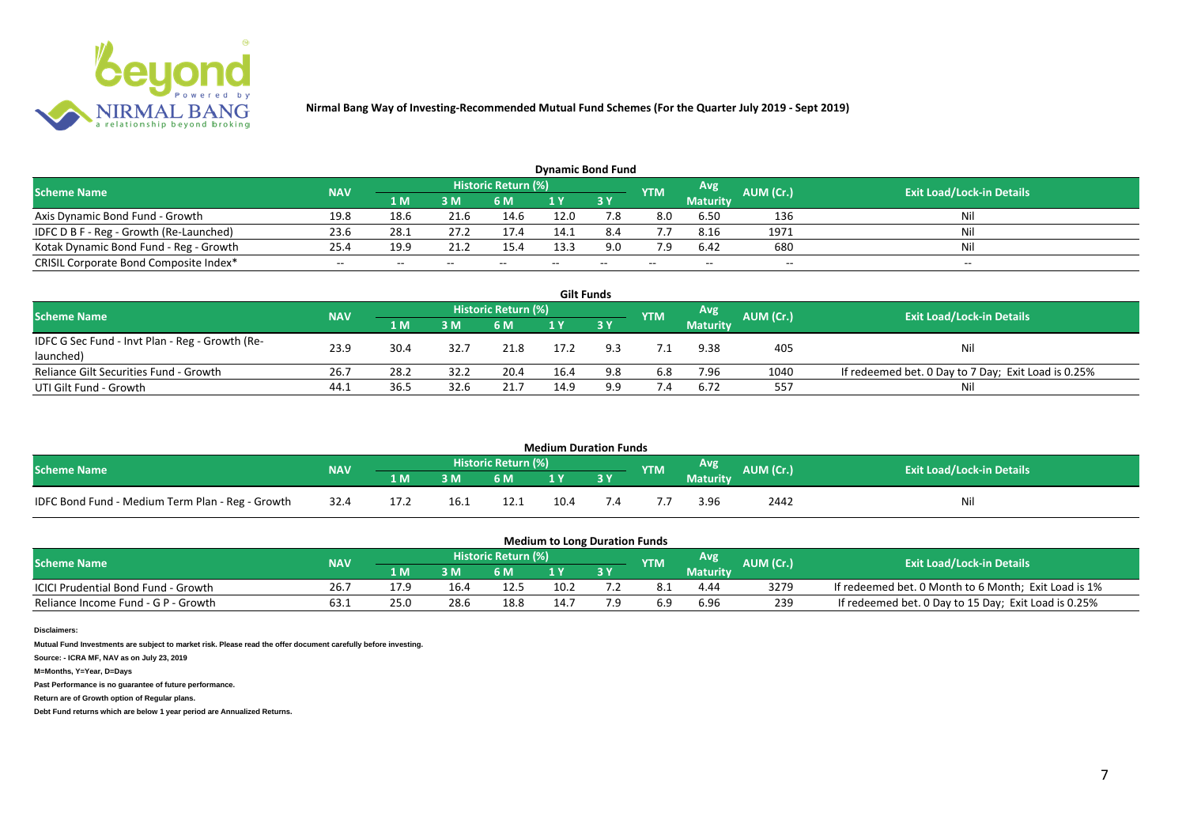**Nirmal Bang Way of Investing-Recommended Mutual Fund Schemes (For the Quarter July 2019 - Sept 2019)**

## Dynamic Bond Fund

| Scheme Name | NAV | Historic Return (%) | | | | | YTM | Avg Maturity | AUM (Cr.) | Exit Load/Lock-in Details |
|---|---|---|---|---|---|---|---|---|---|---|
| | | 1 M | 3 M | 6 M | 1 Y | 3 Y | | | | |
| Axis Dynamic Bond Fund - Growth | 19.8 | 18.6 | 21.6 | 14.6 | 12.0 | 7.8 | 8.0 | 6.50 | 136 | Nil |
| IDFC D B F - Reg - Growth (Re-Launched) | 23.6 | 28.1 | 27.2 | 17.4 | 14.1 | 8.4 | 7.7 | 8.16 | 1971 | Nil |
| Kotak Dynamic Bond Fund - Reg - Growth | 25.4 | 19.9 | 21.2 | 15.4 | 13.3 | 9.0 | 7.9 | 6.42 | 680 | Nil |
| CRISIL Corporate Bond Composite Index* | -- | -- | -- | -- | -- | -- | -- | -- | -- | -- |

## Gilt Funds

| Scheme Name | NAV | Historic Return (%) | | | | | YTM | Avg Maturity | AUM (Cr.) | Exit Load/Lock-in Details |
|---|---|---|---|---|---|---|---|---|---|---|
| | | 1 M | 3 M | 6 M | 1 Y | 3 Y | | | | |
| IDFC G Sec Fund - Invt Plan - Reg - Growth (Re-launched) | 23.9 | 30.4 | 32.7 | 21.8 | 17.2 | 9.3 | 7.1 | 9.38 | 405 | Nil |
| Reliance Gilt Securities Fund - Growth | 26.7 | 28.2 | 32.2 | 20.4 | 16.4 | 9.8 | 6.8 | 7.96 | 1040 | If redeemed bet. 0 Day to 7 Day; Exit Load is 0.25% |
| UTI Gilt Fund - Growth | 44.1 | 36.5 | 32.6 | 21.7 | 14.9 | 9.9 | 7.4 | 6.72 | 557 | Nil |

## Medium Duration Funds

| Scheme Name | NAV | Historic Return (%) | | | | | YTM | Avg Maturity | AUM (Cr.) | Exit Load/Lock-in Details |
|---|---|---|---|---|---|---|---|---|---|---|
| | | 1 M | 3 M | 6 M | 1 Y | 3 Y | | | | |
| IDFC Bond Fund - Medium Term Plan - Reg - Growth | 32.4 | 17.2 | 16.1 | 12.1 | 10.4 | 7.4 | 7.7 | 3.96 | 2442 | Nil |

## Medium to Long Duration Funds

| Scheme Name | NAV | Historic Return (%) | | | | | YTM | Avg Maturity | AUM (Cr.) | Exit Load/Lock-in Details |
|---|---|---|---|---|---|---|---|---|---|---|
| | | 1 M | 3 M | 6 M | 1 Y | 3 Y | | | | |
| ICICI Prudential Bond Fund - Growth | 26.7 | 17.9 | 16.4 | 12.5 | 10.2 | 7.2 | 8.1 | 4.44 | 3279 | If redeemed bet. 0 Month to 6 Month; Exit Load is 1% |
| Reliance Income Fund - G P - Growth | 63.1 | 25.0 | 28.6 | 18.8 | 14.7 | 7.9 | 6.9 | 6.96 | 239 | If redeemed bet. 0 Day to 15 Day; Exit Load is 0.25% |

**Disclaimers:**

**Mutual Fund Investments are subject to market risk. Please read the offer document carefully before investing.**

**Source: - ICRA MF, NAV as on July 23, 2019**

**M=Months, Y=Year, D=Days**

**Past Performance is no guarantee of future performance.**

**Return are of Growth option of Regular plans.**

**Debt Fund returns which are below 1 year period are Annualized Returns.**